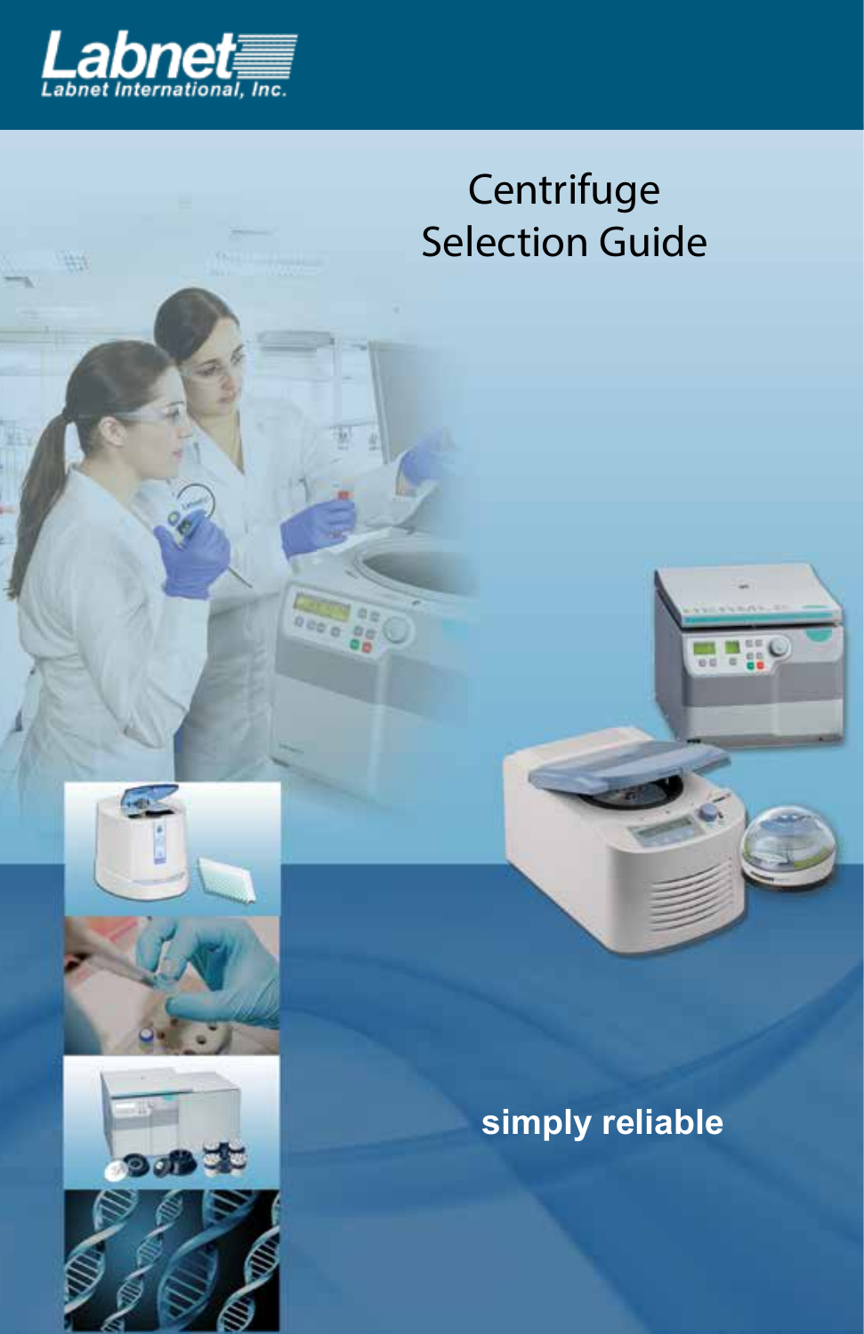Labnet

Labnet International, Inc.

# Centrifuge Selection Guide

**simply reliable**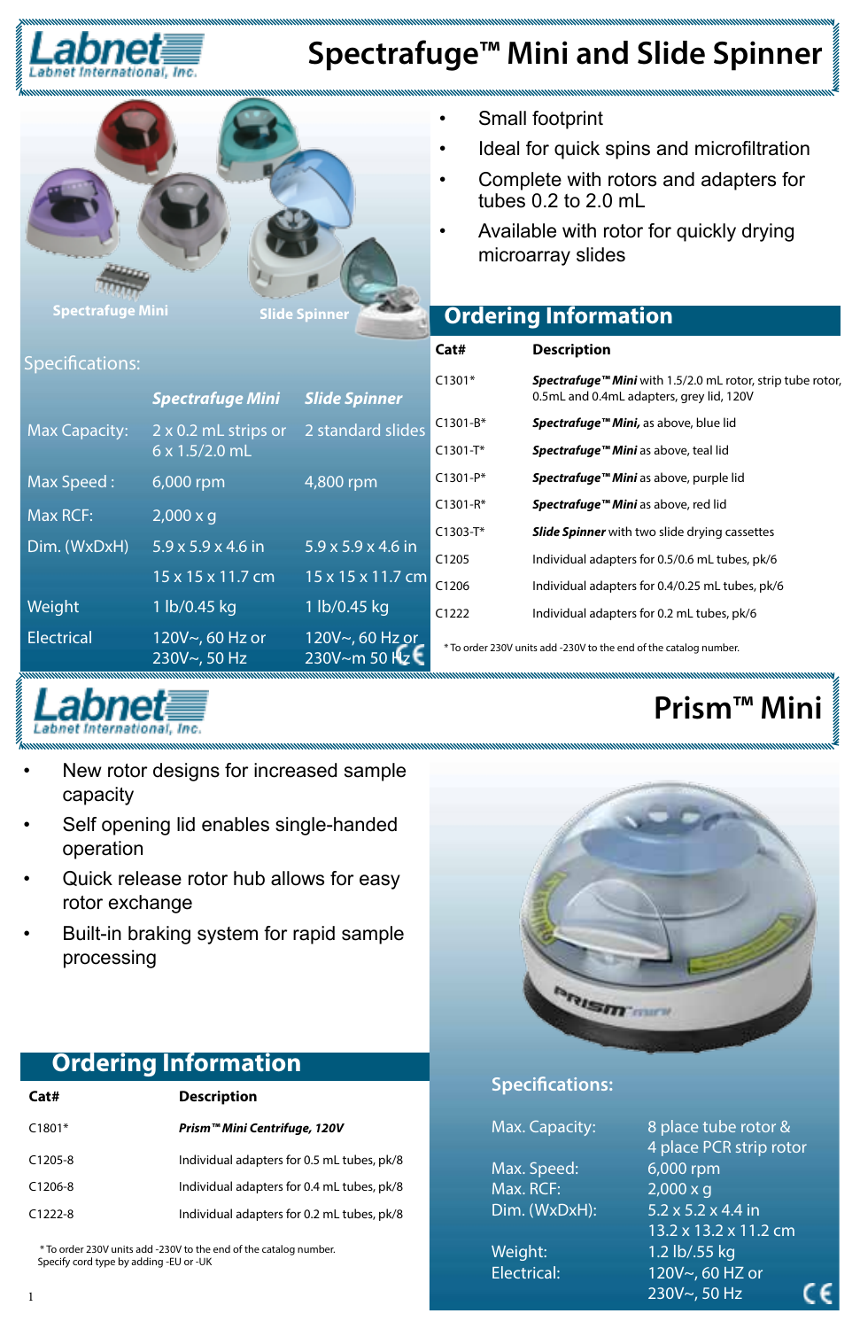# Spectrafuge™ Mini and Slide Spinner

- Small footprint
- Ideal for quick spins and microfiltration
- Complete with rotors and adapters for tubes 0.2 to 2.0 mL
- Available with rotor for quickly drying microarray slides

Spectrafuge Mini | Slide Spinner

## Specifications:

| | *Spectrafuge Mini* | *Slide Spinner* |
|---|---|---|
| Max Capacity: | 2 x 0.2 mL strips or 6 x 1.5/2.0 mL | 2 standard slides |
| Max Speed : | 6,000 rpm | 4,800 rpm |
| Max RCF: | 2,000 x g | |
| Dim. (WxDxH) | 5.9 x 5.9 x 4.6 in<br>15 x 15 x 11.7 cm | 5.9 x 5.9 x 4.6 in<br>15 x 15 x 11.7 cm |
| Weight | 1 lb/0.45 kg | 1 lb/0.45 kg |
| Electrical | 120V~, 60 Hz or 230V~, 50 Hz | 120V~, 60 Hz or 230V~m 50 Hz |

## Ordering Information

| Cat# | Description |
|---|---|
| C1301* | ***Spectrafuge™ Mini*** with 1.5/2.0 mL rotor, strip tube rotor, 0.5mL and 0.4mL adapters, grey lid, 120V |
| C1301-B* | ***Spectrafuge™ Mini,*** as above, blue lid |
| C1301-T* | ***Spectrafuge™ Mini*** as above, teal lid |
| C1301-P* | ***Spectrafuge™ Mini*** as above, purple lid |
| C1301-R* | ***Spectrafuge™ Mini*** as above, red lid |
| C1303-T* | ***Slide Spinner*** with two slide drying cassettes |
| C1205 | Individual adapters for 0.5/0.6 mL tubes, pk/6 |
| C1206 | Individual adapters for 0.4/0.25 mL tubes, pk/6 |
| C1222 | Individual adapters for 0.2 mL tubes, pk/6 |

* To order 230V units add -230V to the end of the catalog number.

# Prism™ Mini

- New rotor designs for increased sample capacity
- Self opening lid enables single-handed operation
- Quick release rotor hub allows for easy rotor exchange
- Built-in braking system for rapid sample processing

## Ordering Information

| Cat# | Description |
|---|---|
| C1801* | ***Prism™ Mini Centrifuge, 120V*** |
| C1205-8 | Individual adapters for 0.5 mL tubes, pk/8 |
| C1206-8 | Individual adapters for 0.4 mL tubes, pk/8 |
| C1222-8 | Individual adapters for 0.2 mL tubes, pk/8 |

* To order 230V units add -230V to the end of the catalog number. Specify cord type by adding -EU or -UK

## Specifications:

| | |
|---|---|
| Max. Capacity: | 8 place tube rotor & 4 place PCR strip rotor |
| Max. Speed: | 6,000 rpm |
| Max. RCF: | 2,000 x g |
| Dim. (WxDxH): | 5.2 x 5.2 x 4.4 in<br>13.2 x 13.2 x 11.2 cm |
| Weight: | 1.2 lb/.55 kg |
| Electrical: | 120V~, 60 HZ or 230V~, 50 Hz |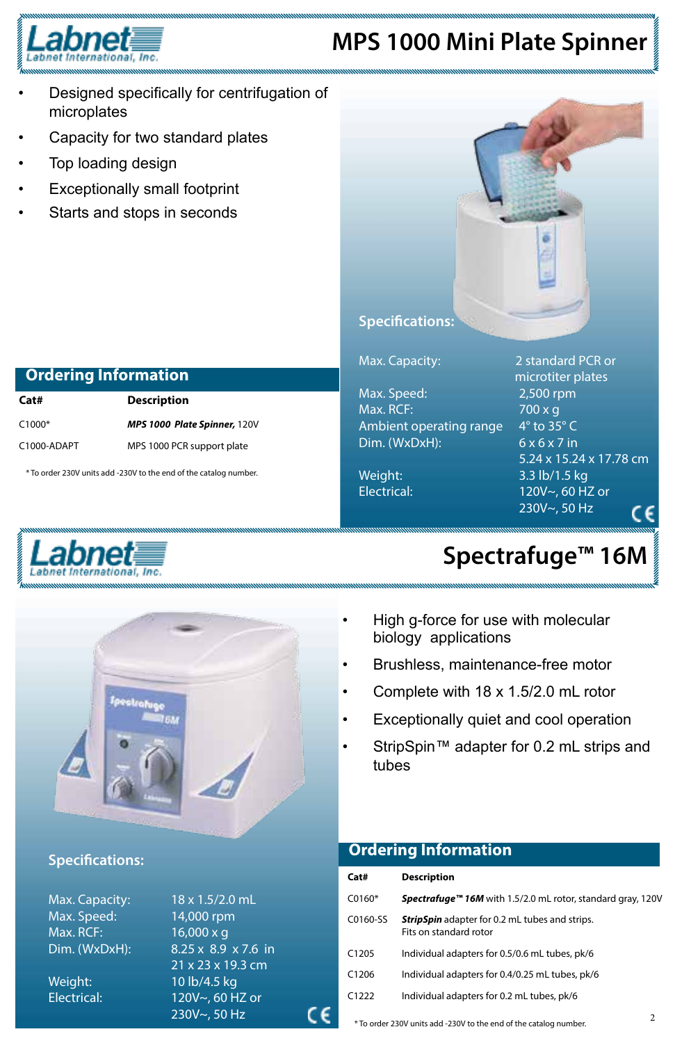# MPS 1000 Mini Plate Spinner

- Designed specifically for centrifugation of microplates
- Capacity for two standard plates
- Top loading design
- Exceptionally small footprint
- Starts and stops in seconds

## Ordering Information

| Cat# | Description |
|---|---|
| C1000* | ***MPS 1000 Plate Spinner,*** 120V |
| C1000-ADAPT | MPS 1000 PCR support plate |

* To order 230V units add -230V to the end of the catalog number.

## Specifications:

| | |
|---|---|
| Max. Capacity: | 2 standard PCR or microtiter plates |
| Max. Speed: | 2,500 rpm |
| Max. RCF: | 700 x g |
| Ambient operating range | 4° to 35° C |
| Dim. (WxDxH): | 6 x 6 x 7 in<br>5.24 x 15.24 x 17.78 cm |
| Weight: | 3.3 lb/1.5 kg |
| Electrical: | 120V~, 60 HZ or<br>230V~, 50 Hz |

# Spectrafuge™ 16M

- High g-force for use with molecular biology applications
- Brushless, maintenance-free motor
- Complete with 18 x 1.5/2.0 mL rotor
- Exceptionally quiet and cool operation
- StripSpin™ adapter for 0.2 mL strips and tubes

## Specifications:

| | |
|---|---|
| Max. Capacity: | 18 x 1.5/2.0 mL |
| Max. Speed: | 14,000 rpm |
| Max. RCF: | 16,000 x g |
| Dim. (WxDxH): | 8.25 x 8.9 x 7.6 in<br>21 x 23 x 19.3 cm |
| Weight: | 10 lb/4.5 kg |
| Electrical: | 120V~, 60 HZ or<br>230V~, 50 Hz |

## Ordering Information

| Cat# | Description |
|---|---|
| C0160* | ***Spectrafuge™ 16M*** with 1.5/2.0 mL rotor, standard gray, 120V |
| C0160-SS | ***StripSpin*** adapter for 0.2 mL tubes and strips. Fits on standard rotor |
| C1205 | Individual adapters for 0.5/0.6 mL tubes, pk/6 |
| C1206 | Individual adapters for 0.4/0.25 mL tubes, pk/6 |
| C1222 | Individual adapters for 0.2 mL tubes, pk/6 |

* To order 230V units add -230V to the end of the catalog number.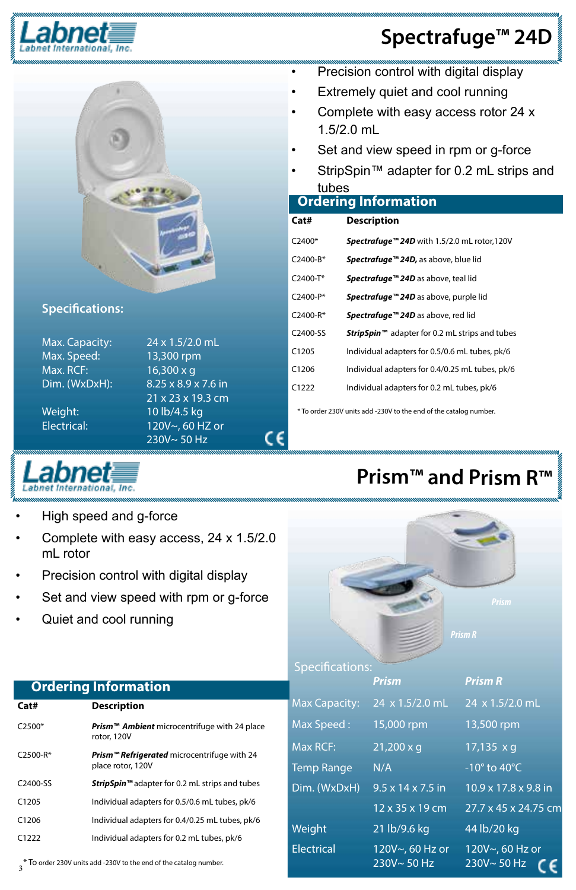# Spectrafuge™ 24D

- Precision control with digital display
- Extremely quiet and cool running
- Complete with easy access rotor 24 x 1.5/2.0 mL
- Set and view speed in rpm or g-force
- StripSpin™ adapter for 0.2 mL strips and tubes

## Specifications:

| | |
|---|---|
| Max. Capacity: | 24 x 1.5/2.0 mL |
| Max. Speed: | 13,300 rpm |
| Max. RCF: | 16,300 x g |
| Dim. (WxDxH): | 8.25 x 8.9 x 7.6 in<br>21 x 23 x 19.3 cm |
| Weight: | 10 lb/4.5 kg |
| Electrical: | 120V~, 60 HZ or<br>230V~ 50 Hz |

## Ordering Information

| Cat# | Description |
|---|---|
| C2400* | ***Spectrafuge™ 24D*** with 1.5/2.0 mL rotor,120V |
| C2400-B* | ***Spectrafuge™ 24D,*** as above, blue lid |
| C2400-T* | ***Spectrafuge™ 24D*** as above, teal lid |
| C2400-P* | ***Spectrafuge™ 24D*** as above, purple lid |
| C2400-R* | ***Spectrafuge™ 24D*** as above, red lid |
| C2400-SS | ***StripSpin™*** adapter for 0.2 mL strips and tubes |
| C1205 | Individual adapters for 0.5/0.6 mL tubes, pk/6 |
| C1206 | Individual adapters for 0.4/0.25 mL tubes, pk/6 |
| C1222 | Individual adapters for 0.2 mL tubes, pk/6 |

* To order 230V units add -230V to the end of the catalog number.

# Prism™ and Prism R™

- High speed and g-force
- Complete with easy access, 24 x 1.5/2.0 mL rotor
- Precision control with digital display
- Set and view speed with rpm or g-force
- Quiet and cool running

## Specifications:

| | *Prism* | *Prism R* |
|---|---|---|
| Max Capacity: | 24 x 1.5/2.0 mL | 24 x 1.5/2.0 mL |
| Max Speed : | 15,000 rpm | 13,500 rpm |
| Max RCF: | 21,200 x g | 17,135 x g |
| Temp Range | N/A | -10° to 40°C |
| Dim. (WxDxH) | 9.5 x 14 x 7.5 in<br>12 x 35 x 19 cm | 10.9 x 17.8 x 9.8 in<br>27.7 x 45 x 24.75 cm |
| Weight | 21 lb/9.6 kg | 44 lb/20 kg |
| Electrical | 120V~, 60 Hz or<br>230V~ 50 Hz | 120V~, 60 Hz or<br>230V~ 50 Hz |

## Ordering Information

| Cat# | Description |
|---|---|
| C2500* | ***Prism™ Ambient*** microcentrifuge with 24 place rotor, 120V |
| C2500-R* | ***Prism™ Refrigerated*** microcentrifuge with 24 place rotor, 120V |
| C2400-SS | ***StripSpin™*** adapter for 0.2 mL strips and tubes |
| C1205 | Individual adapters for 0.5/0.6 mL tubes, pk/6 |
| C1206 | Individual adapters for 0.4/0.25 mL tubes, pk/6 |
| C1222 | Individual adapters for 0.2 mL tubes, pk/6 |

* To order 230V units add -230V to the end of the catalog number.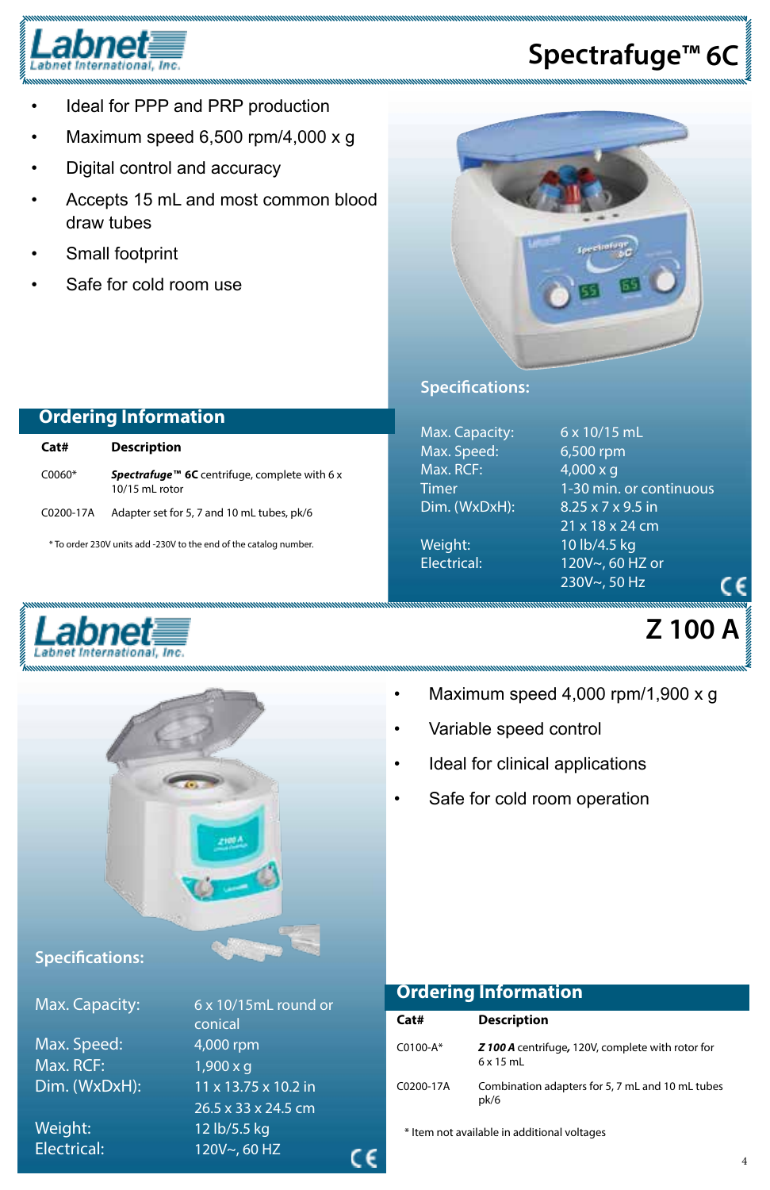# Spectrafuge™ 6C

- Ideal for PPP and PRP production
- Maximum speed 6,500 rpm/4,000 x g
- Digital control and accuracy
- Accepts 15 mL and most common blood draw tubes
- Small footprint
- Safe for cold room use

## Specifications:

| | |
|---|---|
| Max. Capacity: | 6 x 10/15 mL |
| Max. Speed: | 6,500 rpm |
| Max. RCF: | 4,000 x g |
| Timer | 1-30 min. or continuous |
| Dim. (WxDxH): | 8.25 x 7 x 9.5 in<br>21 x 18 x 24 cm |
| Weight: | 10 lb/4.5 kg |
| Electrical: | 120V~, 60 HZ or<br>230V~, 50 Hz |

## Ordering Information

| Cat# | Description |
|---|---|
| C0060* | ***Spectrafuge™* 6C** centrifuge, complete with 6 x 10/15 mL rotor |
| C0200-17A | Adapter set for 5, 7 and 10 mL tubes, pk/6 |

\* To order 230V units add -230V to the end of the catalog number.

# Z 100 A

- Maximum speed 4,000 rpm/1,900 x g
- Variable speed control
- Ideal for clinical applications
- Safe for cold room operation

## Specifications:

| | |
|---|---|
| Max. Capacity: | 6 x 10/15mL round or conical |
| Max. Speed: | 4,000 rpm |
| Max. RCF: | 1,900 x g |
| Dim. (WxDxH): | 11 x 13.75 x 10.2 in<br>26.5 x 33 x 24.5 cm |
| Weight: | 12 lb/5.5 kg |
| Electrical: | 120V~, 60 HZ |

## Ordering Information

| Cat# | Description |
|---|---|
| C0100-A* | ***Z 100 A*** centrifuge**,** 120V, complete with rotor for 6 x 15 mL |
| C0200-17A | Combination adapters for 5, 7 mL and 10 mL tubes pk/6 |

\* Item not available in additional voltages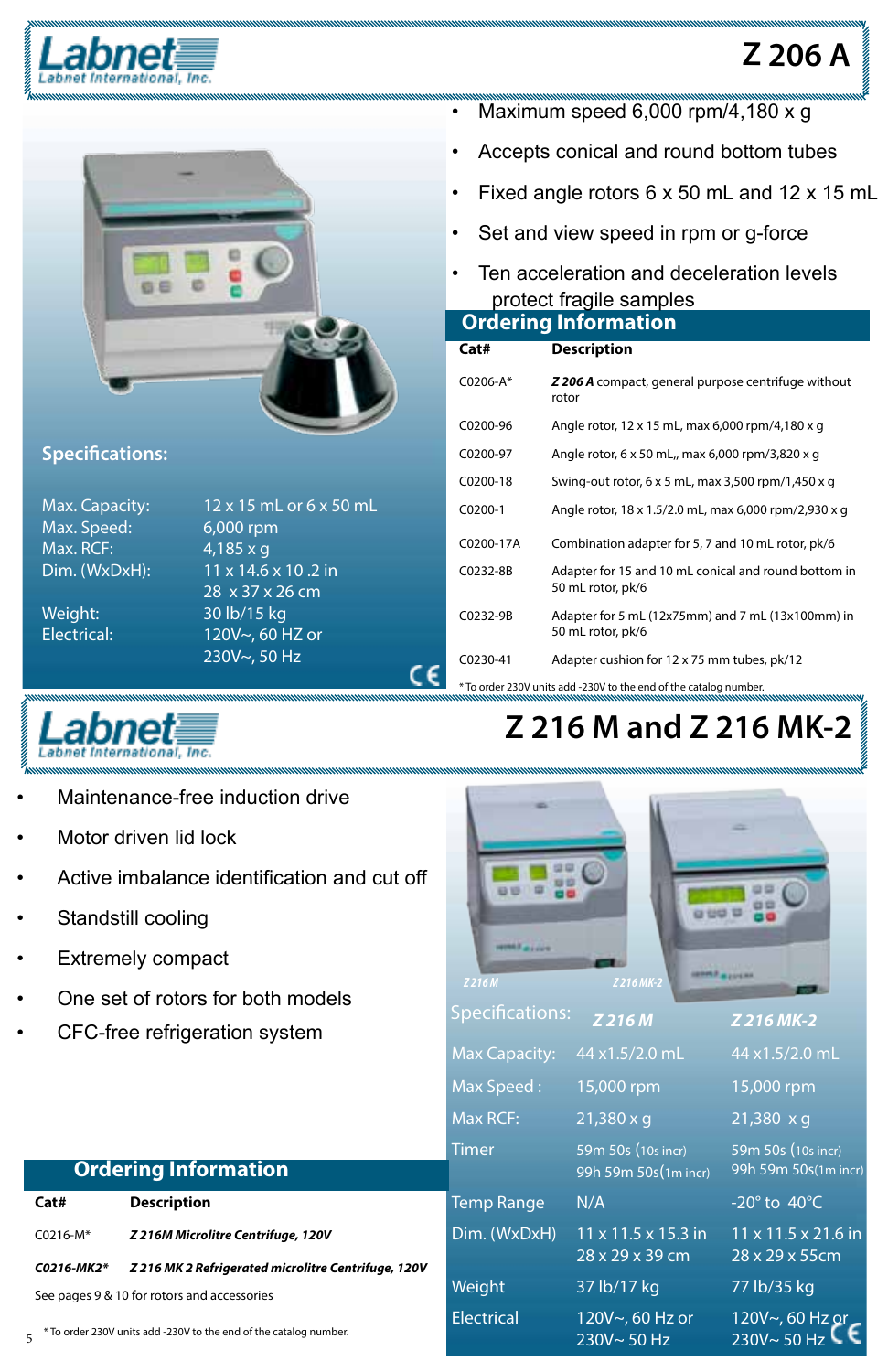Labnet International, Inc.

# Z 206 A

- Maximum speed 6,000 rpm/4,180 x g
- Accepts conical and round bottom tubes
- Fixed angle rotors 6 x 50 mL and 12 x 15 mL
- Set and view speed in rpm or g-force
- Ten acceleration and deceleration levels protect fragile samples

## Specifications:

| | |
|---|---|
| Max. Capacity: | 12 x 15 mL or 6 x 50 mL |
| Max. Speed: | 6,000 rpm |
| Max. RCF: | 4,185 x g |
| Dim. (WxDxH): | 11 x 14.6 x 10 .2 in<br>28 x 37 x 26 cm |
| Weight: | 30 lb/15 kg |
| Electrical: | 120V~, 60 HZ or<br>230V~, 50 Hz |

## Ordering Information

| Cat# | Description |
|---|---|
| C0206-A* | ***Z 206 A*** compact, general purpose centrifuge without rotor |
| C0200-96 | Angle rotor, 12 x 15 mL, max 6,000 rpm/4,180 x g |
| C0200-97 | Angle rotor, 6 x 50 mL,, max 6,000 rpm/3,820 x g |
| C0200-18 | Swing-out rotor, 6 x 5 mL, max 3,500 rpm/1,450 x g |
| C0200-1 | Angle rotor, 18 x 1.5/2.0 mL, max 6,000 rpm/2,930 x g |
| C0200-17A | Combination adapter for 5, 7 and 10 mL rotor, pk/6 |
| C0232-8B | Adapter for 15 and 10 mL conical and round bottom in 50 mL rotor, pk/6 |
| C0232-9B | Adapter for 5 mL (12x75mm) and 7 mL (13x100mm) in 50 mL rotor, pk/6 |
| C0230-41 | Adapter cushion for 12 x 75 mm tubes, pk/12 |

* To order 230V units add -230V to the end of the catalog number.

Labnet International, Inc.

# Z 216 M and Z 216 MK-2

- Maintenance-free induction drive
- Motor driven lid lock
- Active imbalance identification and cut off
- Standstill cooling
- Extremely compact
- One set of rotors for both models
- CFC-free refrigeration system

*Z 216 M* *Z 216 MK-2*

## Specifications:

| | *Z 216 M* | *Z 216 MK-2* |
|---|---|---|
| Max Capacity: | 44 x1.5/2.0 mL | 44 x1.5/2.0 mL |
| Max Speed : | 15,000 rpm | 15,000 rpm |
| Max RCF: | 21,380 x g | 21,380 x g |
| Timer | 59m 50s (10s incr)<br>99h 59m 50s(1m incr) | 59m 50s (10s incr)<br>99h 59m 50s(1m incr) |
| Temp Range | N/A | -20° to 40°C |
| Dim. (WxDxH) | 11 x 11.5 x 15.3 in<br>28 x 29 x 39 cm | 11 x 11.5 x 21.6 in<br>28 x 29 x 55cm |
| Weight | 37 lb/17 kg | 77 lb/35 kg |
| Electrical | 120V~, 60 Hz or<br>230V~ 50 Hz | 120V~, 60 Hz or<br>230V~ 50 Hz |

## Ordering Information

| Cat# | Description |
|---|---|
| C0216-M* | ***Z 216M Microlitre Centrifuge, 120V*** |
| ***C0216-MK2**** | ***Z 216 MK 2 Refrigerated microlitre Centrifuge, 120V*** |

See pages 9 & 10 for rotors and accessories

* To order 230V units add -230V to the end of the catalog number.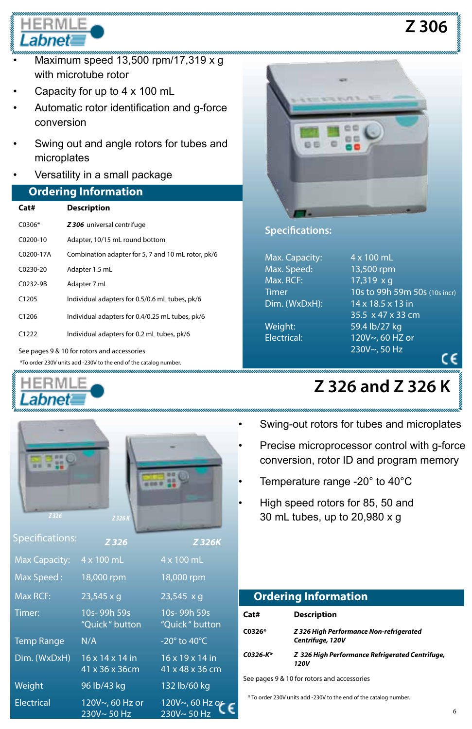HERMLE Labnet

# Z 306

- Maximum speed 13,500 rpm/17,319 x g with microtube rotor
- Capacity for up to 4 x 100 mL
- Automatic rotor identification and g-force conversion
- Swing out and angle rotors for tubes and microplates
- Versatility in a small package

## Ordering Information

| Cat# | Description |
|---|---|
| C0306* | ***Z 306*** universal centrifuge |
| C0200-10 | Adapter, 10/15 mL round bottom |
| C0200-17A | Combination adapter for 5, 7 and 10 mL rotor, pk/6 |
| C0230-20 | Adapter 1.5 mL |
| C0232-9B | Adapter 7 mL |
| C1205 | Individual adapters for 0.5/0.6 mL tubes, pk/6 |
| C1206 | Individual adapters for 0.4/0.25 mL tubes, pk/6 |
| C1222 | Individual adapters for 0.2 mL tubes, pk/6 |

See pages 9 & 10 for rotors and accessories

*To order 230V units add -230V to the end of the catalog number.

### Specifications:

| | |
|---|---|
| Max. Capacity: | 4 x 100 mL |
| Max. Speed: | 13,500 rpm |
| Max. RCF: | 17,319 x g |
| Timer | 10s to 99h 59m 50s (10s incr) |
| Dim. (WxDxH): | 14 x 18.5 x 13 in<br>35.5 x 47 x 33 cm |
| Weight: | 59.4 lb/27 kg |
| Electrical: | 120V~, 60 HZ or<br>230V~, 50 Hz |

CE

HERMLE Labnet

# Z 326 and Z 326 K

- Swing-out rotors for tubes and microplates
- Precise microprocessor control with g-force conversion, rotor ID and program memory
- Temperature range -20° to 40°C
- High speed rotors for 85, 50 and 30 mL tubes, up to 20,980 x g

*Z 326* *Z 326 K*

### Specifications:

| | *Z 326* | *Z 326K* |
|---|---|---|
| Max Capacity: | 4 x 100 mL | 4 x 100 mL |
| Max Speed : | 18,000 rpm | 18,000 rpm |
| Max RCF: | 23,545 x g | 23,545 x g |
| Timer: | 10s- 99h 59s<br>"Quick" button | 10s- 99h 59s<br>"Quick" button |
| Temp Range | N/A | -20° to 40°C |
| Dim. (WxDxH) | 16 x 14 x 14 in<br>41 x 36 x 36cm | 16 x 19 x 14 in<br>41 x 48 x 36 cm |
| Weight | 96 lb/43 kg | 132 lb/60 kg |
| Electrical | 120V~, 60 Hz or<br>230V~ 50 Hz | 120V~, 60 Hz or<br>230V~ 50 Hz |

CE

## Ordering Information

| Cat# | Description |
|---|---|
| **C0326*** | ***Z 326 High Performance Non-refrigerated Centrifuge, 120V*** |
| **C0326-K*** | ***Z 326 High Performance Refrigerated Centrifuge, 120V*** |

See pages 9 & 10 for rotors and accessories

* To order 230V units add -230V to the end of the catalog number.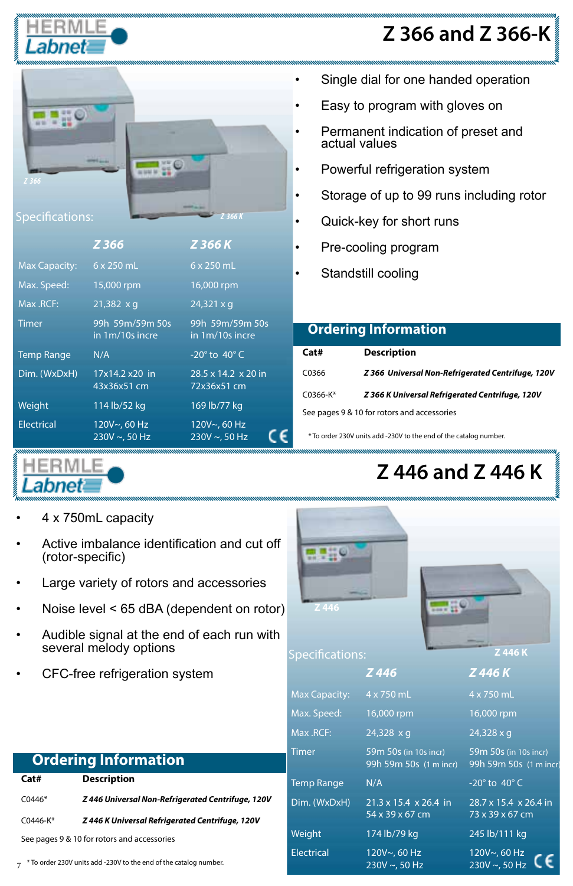HERMLE Labnet

# Z 366 and Z 366-K

Z 366

Z 366 K

Specifications:

| | Z 366 | Z 366 K |
|---|---|---|
| Max Capacity: | 6 x 250 mL | 6 x 250 mL |
| Max. Speed: | 15,000 rpm | 16,000 rpm |
| Max .RCF: | 21,382 x g | 24,321 x g |
| Timer | 99h 59m/59m 50s in 1m/10s incre | 99h 59m/59m 50s in 1m/10s incre |
| Temp Range | N/A | -20° to 40° C |
| Dim. (WxDxH) | 17x14.2 x20 in 43x36x51 cm | 28.5 x 14.2 x 20 in 72x36x51 cm |
| Weight | 114 lb/52 kg | 169 lb/77 kg |
| Electrical | 120V~, 60 Hz 230V ~, 50 Hz | 120V~, 60 Hz 230V ~, 50 Hz |

- Single dial for one handed operation
- Easy to program with gloves on
- Permanent indication of preset and actual values
- Powerful refrigeration system
- Storage of up to 99 runs including rotor
- Quick-key for short runs
- Pre-cooling program
- Standstill cooling

## Ordering Information

| Cat# | Description |
|---|---|
| C0366 | *Z 366 Universal Non-Refrigerated Centrifuge, 120V* |
| C0366-K* | *Z 366 K Universal Refrigerated Centrifuge, 120V* |

See pages 9 & 10 for rotors and accessories

* To order 230V units add -230V to the end of the catalog number.

HERMLE Labnet

# Z 446 and Z 446 K

- 4 x 750mL capacity
- Active imbalance identification and cut off (rotor-specific)
- Large variety of rotors and accessories
- Noise level < 65 dBA (dependent on rotor)
- Audible signal at the end of each run with several melody options
- CFC-free refrigeration system

Z 446

Z 446 K

Specifications:

| | Z 446 | Z 446 K |
|---|---|---|
| Max Capacity: | 4 x 750 mL | 4 x 750 mL |
| Max. Speed: | 16,000 rpm | 16,000 rpm |
| Max .RCF: | 24,328 x g | 24,328 x g |
| Timer | 59m 50s (in 10s incr) 99h 59m 50s (1 m incr) | 59m 50s (in 10s incr) 99h 59m 50s (1 m incr) |
| Temp Range | N/A | -20° to 40° C |
| Dim. (WxDxH) | 21.3 x 15.4 x 26.4 in 54 x 39 x 67 cm | 28.7 x 15.4 x 26.4 in 73 x 39 x 67 cm |
| Weight | 174 lb/79 kg | 245 lb/111 kg |
| Electrical | 120V~, 60 Hz 230V ~, 50 Hz | 120V~, 60 Hz 230V ~, 50 Hz |

## Ordering Information

| Cat# | Description |
|---|---|
| C0446* | *Z 446 Universal Non-Refrigerated Centrifuge, 120V* |
| C0446-K* | *Z 446 K Universal Refrigerated Centrifuge, 120V* |

See pages 9 & 10 for rotors and accessories

* To order 230V units add -230V to the end of the catalog number.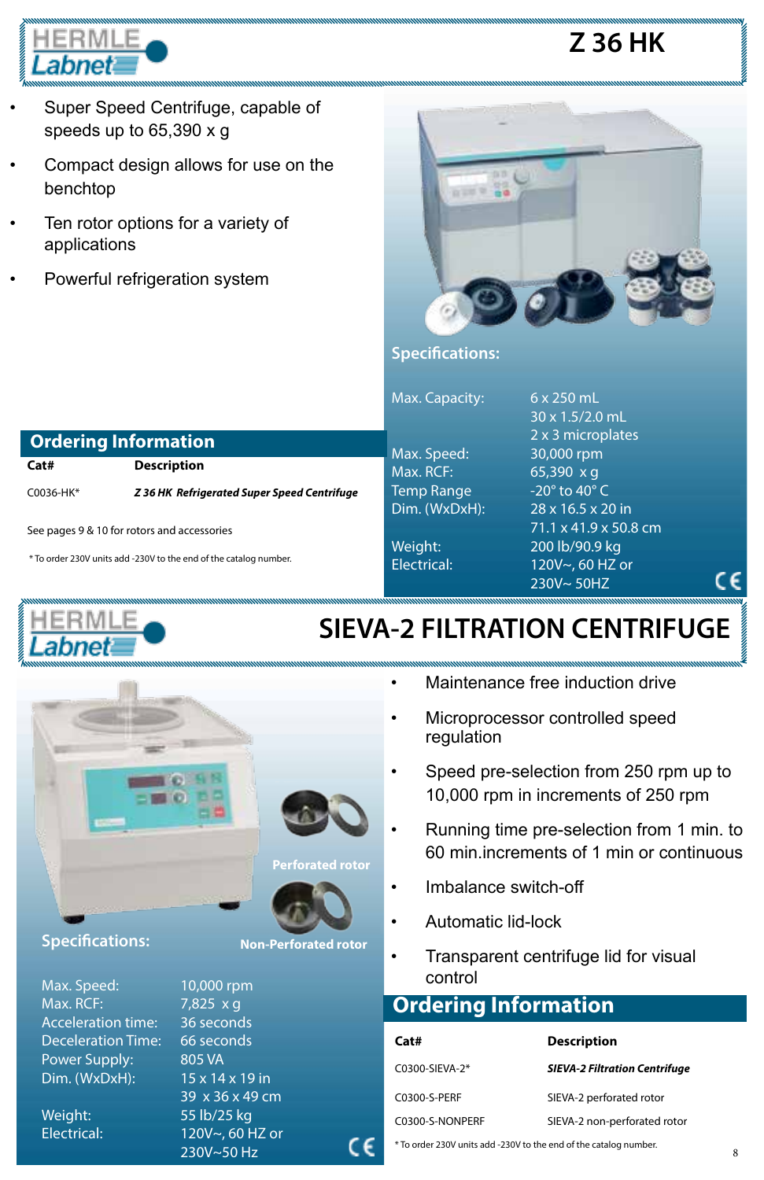HERMLE Labnet

# Z 36 HK

- Super Speed Centrifuge, capable of speeds up to 65,390 x g
- Compact design allows for use on the benchtop
- Ten rotor options for a variety of applications
- Powerful refrigeration system

## Specifications:

| | |
|---|---|
| Max. Capacity: | 6 x 250 mL<br>30 x 1.5/2.0 mL<br>2 x 3 microplates |
| Max. Speed: | 30,000 rpm |
| Max. RCF: | 65,390 x g |
| Temp Range | -20° to 40° C |
| Dim. (WxDxH): | 28 x 16.5 x 20 in<br>71.1 x 41.9 x 50.8 cm |
| Weight: | 200 lb/90.9 kg |
| Electrical: | 120V~, 60 HZ or<br>230V~ 50HZ |

CE

## Ordering Information

| Cat# | Description |
|---|---|
| C0036-HK* | ***Z 36 HK Refrigerated Super Speed Centrifuge*** |

See pages 9 & 10 for rotors and accessories

* To order 230V units add -230V to the end of the catalog number.

HERMLE Labnet

# SIEVA-2 FILTRATION CENTRIFUGE

- Maintenance free induction drive
- Microprocessor controlled speed regulation
- Speed pre-selection from 250 rpm up to 10,000 rpm in increments of 250 rpm
- Running time pre-selection from 1 min. to 60 min.increments of 1 min or continuous
- Imbalance switch-off
- Automatic lid-lock
- Transparent centrifuge lid for visual control

Perforated rotor

Non-Perforated rotor

## Specifications:

| | |
|---|---|
| Max. Speed: | 10,000 rpm |
| Max. RCF: | 7,825 x g |
| Acceleration time: | 36 seconds |
| Deceleration Time: | 66 seconds |
| Power Supply: | 805 VA |
| Dim. (WxDxH): | 15 x 14 x 19 in<br>39 x 36 x 49 cm |
| Weight: | 55 lb/25 kg |
| Electrical: | 120V~, 60 HZ or<br>230V~50 Hz |

CE

## Ordering Information

| Cat# | Description |
|---|---|
| C0300-SIEVA-2* | ***SIEVA-2 Filtration Centrifuge*** |
| C0300-S-PERF | SIEVA-2 perforated rotor |
| C0300-S-NONPERF | SIEVA-2 non-perforated rotor |

* To order 230V units add -230V to the end of the catalog number.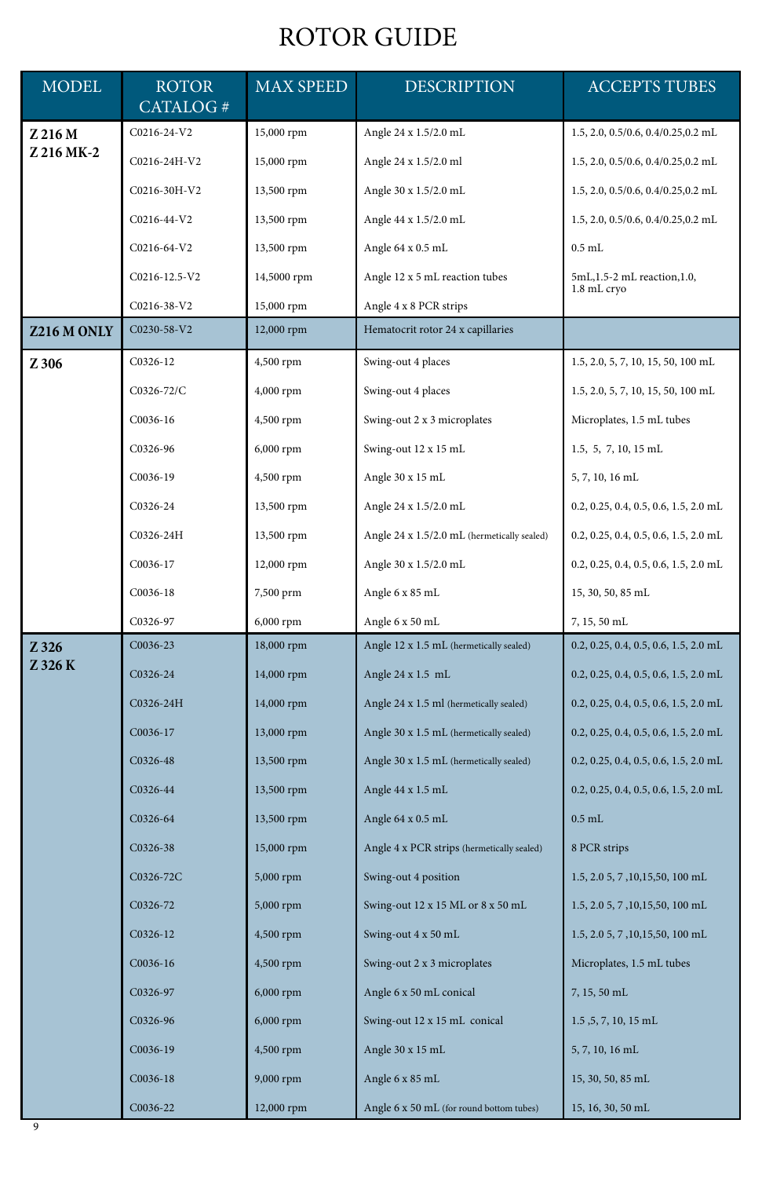# ROTOR GUIDE

| MODEL | ROTOR CATALOG # | MAX SPEED | DESCRIPTION | ACCEPTS TUBES |
|---|---|---|---|---|
| **Z 216 M Z 216 MK-2** | C0216-24-V2 | 15,000 rpm | Angle 24 x 1.5/2.0 mL | 1.5, 2.0, 0.5/0.6, 0.4/0.25,0.2 mL |
| | C0216-24H-V2 | 15,000 rpm | Angle 24 x 1.5/2.0 ml | 1.5, 2.0, 0.5/0.6, 0.4/0.25,0.2 mL |
| | C0216-30H-V2 | 13,500 rpm | Angle 30 x 1.5/2.0 mL | 1.5, 2.0, 0.5/0.6, 0.4/0.25,0.2 mL |
| | C0216-44-V2 | 13,500 rpm | Angle 44 x 1.5/2.0 mL | 1.5, 2.0, 0.5/0.6, 0.4/0.25,0.2 mL |
| | C0216-64-V2 | 13,500 rpm | Angle 64 x 0.5 mL | 0.5 mL |
| | C0216-12.5-V2 | 14,5000 rpm | Angle 12 x 5 mL reaction tubes | 5mL,1.5-2 mL reaction,1.0, 1.8 mL cryo |
| | C0216-38-V2 | 15,000 rpm | Angle 4 x 8 PCR strips | |
| **Z216 M ONLY** | C0230-58-V2 | 12,000 rpm | Hematocrit rotor 24 x capillaries | |
| **Z 306** | C0326-12 | 4,500 rpm | Swing-out 4 places | 1.5, 2.0, 5, 7, 10, 15, 50, 100 mL |
| | C0326-72/C | 4,000 rpm | Swing-out 4 places | 1.5, 2.0, 5, 7, 10, 15, 50, 100 mL |
| | C0036-16 | 4,500 rpm | Swing-out 2 x 3 microplates | Microplates, 1.5 mL tubes |
| | C0326-96 | 6,000 rpm | Swing-out 12 x 15 mL | 1.5, 5, 7, 10, 15 mL |
| | C0036-19 | 4,500 rpm | Angle 30 x 15 mL | 5, 7, 10, 16 mL |
| | C0326-24 | 13,500 rpm | Angle 24 x 1.5/2.0 mL | 0.2, 0.25, 0.4, 0.5, 0.6, 1.5, 2.0 mL |
| | C0326-24H | 13,500 rpm | Angle 24 x 1.5/2.0 mL (hermetically sealed) | 0.2, 0.25, 0.4, 0.5, 0.6, 1.5, 2.0 mL |
| | C0036-17 | 12,000 rpm | Angle 30 x 1.5/2.0 mL | 0.2, 0.25, 0.4, 0.5, 0.6, 1.5, 2.0 mL |
| | C0036-18 | 7,500 prm | Angle 6 x 85 mL | 15, 30, 50, 85 mL |
| | C0326-97 | 6,000 rpm | Angle 6 x 50 mL | 7, 15, 50 mL |
| **Z 326 Z 326 K** | C0036-23 | 18,000 rpm | Angle 12 x 1.5 mL (hermetically sealed) | 0.2, 0.25, 0.4, 0.5, 0.6, 1.5, 2.0 mL |
| | C0326-24 | 14,000 rpm | Angle 24 x 1.5 mL | 0.2, 0.25, 0.4, 0.5, 0.6, 1.5, 2.0 mL |
| | C0326-24H | 14,000 rpm | Angle 24 x 1.5 ml (hermetically sealed) | 0.2, 0.25, 0.4, 0.5, 0.6, 1.5, 2.0 mL |
| | C0036-17 | 13,000 rpm | Angle 30 x 1.5 mL (hermetically sealed) | 0.2, 0.25, 0.4, 0.5, 0.6, 1.5, 2.0 mL |
| | C0326-48 | 13,500 rpm | Angle 30 x 1.5 mL (hermetically sealed) | 0.2, 0.25, 0.4, 0.5, 0.6, 1.5, 2.0 mL |
| | C0326-44 | 13,500 rpm | Angle 44 x 1.5 mL | 0.2, 0.25, 0.4, 0.5, 0.6, 1.5, 2.0 mL |
| | C0326-64 | 13,500 rpm | Angle 64 x 0.5 mL | 0.5 mL |
| | C0326-38 | 15,000 rpm | Angle 4 x PCR strips (hermetically sealed) | 8 PCR strips |
| | C0326-72C | 5,000 rpm | Swing-out 4 position | 1.5, 2.0 5, 7 ,10,15,50, 100 mL |
| | C0326-72 | 5,000 rpm | Swing-out 12 x 15 ML or 8 x 50 mL | 1.5, 2.0 5, 7 ,10,15,50, 100 mL |
| | C0326-12 | 4,500 rpm | Swing-out 4 x 50 mL | 1.5, 2.0 5, 7 ,10,15,50, 100 mL |
| | C0036-16 | 4,500 rpm | Swing-out 2 x 3 microplates | Microplates, 1.5 mL tubes |
| | C0326-97 | 6,000 rpm | Angle 6 x 50 mL conical | 7, 15, 50 mL |
| | C0326-96 | 6,000 rpm | Swing-out 12 x 15 mL conical | 1.5 ,5, 7, 10, 15 mL |
| | C0036-19 | 4,500 rpm | Angle 30 x 15 mL | 5, 7, 10, 16 mL |
| | C0036-18 | 9,000 rpm | Angle 6 x 85 mL | 15, 30, 50, 85 mL |
| | C0036-22 | 12,000 rpm | Angle 6 x 50 mL (for round bottom tubes) | 15, 16, 30, 50 mL |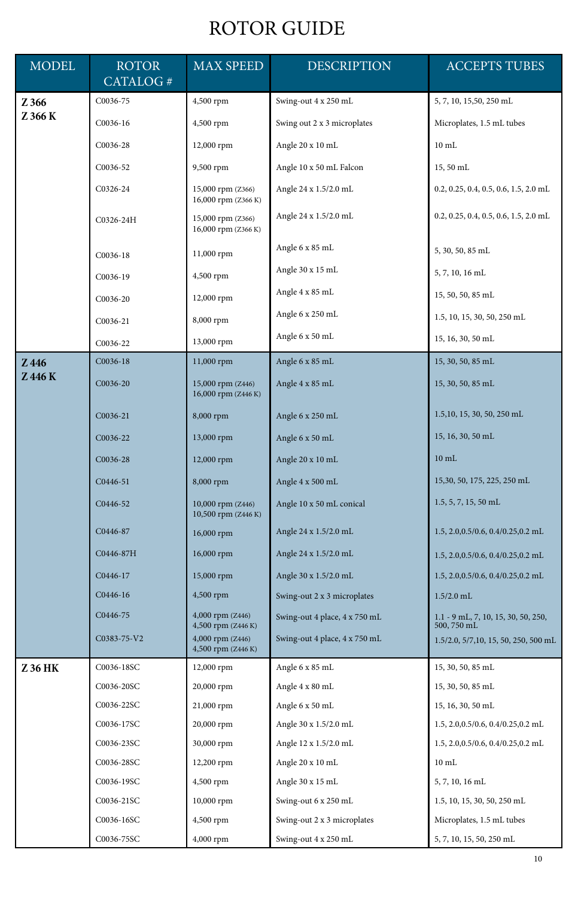# ROTOR GUIDE

| MODEL | ROTOR CATALOG # | MAX SPEED | DESCRIPTION | ACCEPTS TUBES |
|---|---|---|---|---|
| **Z 366 Z 366 K** | C0036-75 | 4,500 rpm | Swing-out 4 x 250 mL | 5, 7, 10, 15,50, 250 mL |
| | C0036-16 | 4,500 rpm | Swing out 2 x 3 microplates | Microplates, 1.5 mL tubes |
| | C0036-28 | 12,000 rpm | Angle 20 x 10 mL | 10 mL |
| | C0036-52 | 9,500 rpm | Angle 10 x 50 mL Falcon | 15, 50 mL |
| | C0326-24 | 15,000 rpm (Z366) 16,000 rpm (Z366 K) | Angle 24 x 1.5/2.0 mL | 0.2, 0.25, 0.4, 0.5, 0.6, 1.5, 2.0 mL |
| | C0326-24H | 15,000 rpm (Z366) 16,000 rpm (Z366 K) | Angle 24 x 1.5/2.0 mL | 0.2, 0.25, 0.4, 0.5, 0.6, 1.5, 2.0 mL |
| | C0036-18 | 11,000 rpm | Angle 6 x 85 mL | 5, 30, 50, 85 mL |
| | C0036-19 | 4,500 rpm | Angle 30 x 15 mL | 5, 7, 10, 16 mL |
| | C0036-20 | 12,000 rpm | Angle 4 x 85 mL | 15, 50, 50, 85 mL |
| | C0036-21 | 8,000 rpm | Angle 6 x 250 mL | 1.5, 10, 15, 30, 50, 250 mL |
| | C0036-22 | 13,000 rpm | Angle 6 x 50 mL | 15, 16, 30, 50 mL |
| **Z 446 Z 446 K** | C0036-18 | 11,000 rpm | Angle 6 x 85 mL | 15, 30, 50, 85 mL |
| | C0036-20 | 15,000 rpm (Z446) 16,000 rpm (Z446 K) | Angle 4 x 85 mL | 15, 30, 50, 85 mL |
| | C0036-21 | 8,000 rpm | Angle 6 x 250 mL | 1.5,10, 15, 30, 50, 250 mL |
| | C0036-22 | 13,000 rpm | Angle 6 x 50 mL | 15, 16, 30, 50 mL |
| | C0036-28 | 12,000 rpm | Angle 20 x 10 mL | 10 mL |
| | C0446-51 | 8,000 rpm | Angle 4 x 500 mL | 15,30, 50, 175, 225, 250 mL |
| | C0446-52 | 10,000 rpm (Z446) 10,500 rpm (Z446 K) | Angle 10 x 50 mL conical | 1.5, 5, 7, 15, 50 mL |
| | C0446-87 | 16,000 rpm | Angle 24 x 1.5/2.0 mL | 1.5, 2.0,0.5/0.6, 0.4/0.25,0.2 mL |
| | C0446-87H | 16,000 rpm | Angle 24 x 1.5/2.0 mL | 1.5, 2.0,0.5/0.6, 0.4/0.25,0.2 mL |
| | C0446-17 | 15,000 rpm | Angle 30 x 1.5/2.0 mL | 1.5, 2.0,0.5/0.6, 0.4/0.25,0.2 mL |
| | C0446-16 | 4,500 rpm | Swing-out 2 x 3 microplates | 1.5/2.0 mL |
| | C0446-75 | 4,000 rpm (Z446) 4,500 rpm (Z446 K) | Swing-out 4 place, 4 x 750 mL | 1.1 - 9 mL, 7, 10, 15, 30, 50, 250, 500, 750 mL |
| | C0383-75-V2 | 4,000 rpm (Z446) 4,500 rpm (Z446 K) | Swing-out 4 place, 4 x 750 mL | 1.5/2.0, 5/7,10, 15, 50, 250, 500 mL |
| **Z 36 HK** | C0036-18SC | 12,000 rpm | Angle 6 x 85 mL | 15, 30, 50, 85 mL |
| | C0036-20SC | 20,000 rpm | Angle 4 x 80 mL | 15, 30, 50, 85 mL |
| | C0036-22SC | 21,000 rpm | Angle 6 x 50 mL | 15, 16, 30, 50 mL |
| | C0036-17SC | 20,000 rpm | Angle 30 x 1.5/2.0 mL | 1.5, 2.0,0.5/0.6, 0.4/0.25,0.2 mL |
| | C0036-23SC | 30,000 rpm | Angle 12 x 1.5/2.0 mL | 1.5, 2.0,0.5/0.6, 0.4/0.25,0.2 mL |
| | C0036-28SC | 12,200 rpm | Angle 20 x 10 mL | 10 mL |
| | C0036-19SC | 4,500 rpm | Angle 30 x 15 mL | 5, 7, 10, 16 mL |
| | C0036-21SC | 10,000 rpm | Swing-out 6 x 250 mL | 1.5, 10, 15, 30, 50, 250 mL |
| | C0036-16SC | 4,500 rpm | Swing-out 2 x 3 microplates | Microplates, 1.5 mL tubes |
| | C0036-75SC | 4,000 rpm | Swing-out 4 x 250 mL | 5, 7, 10, 15, 50, 250 mL |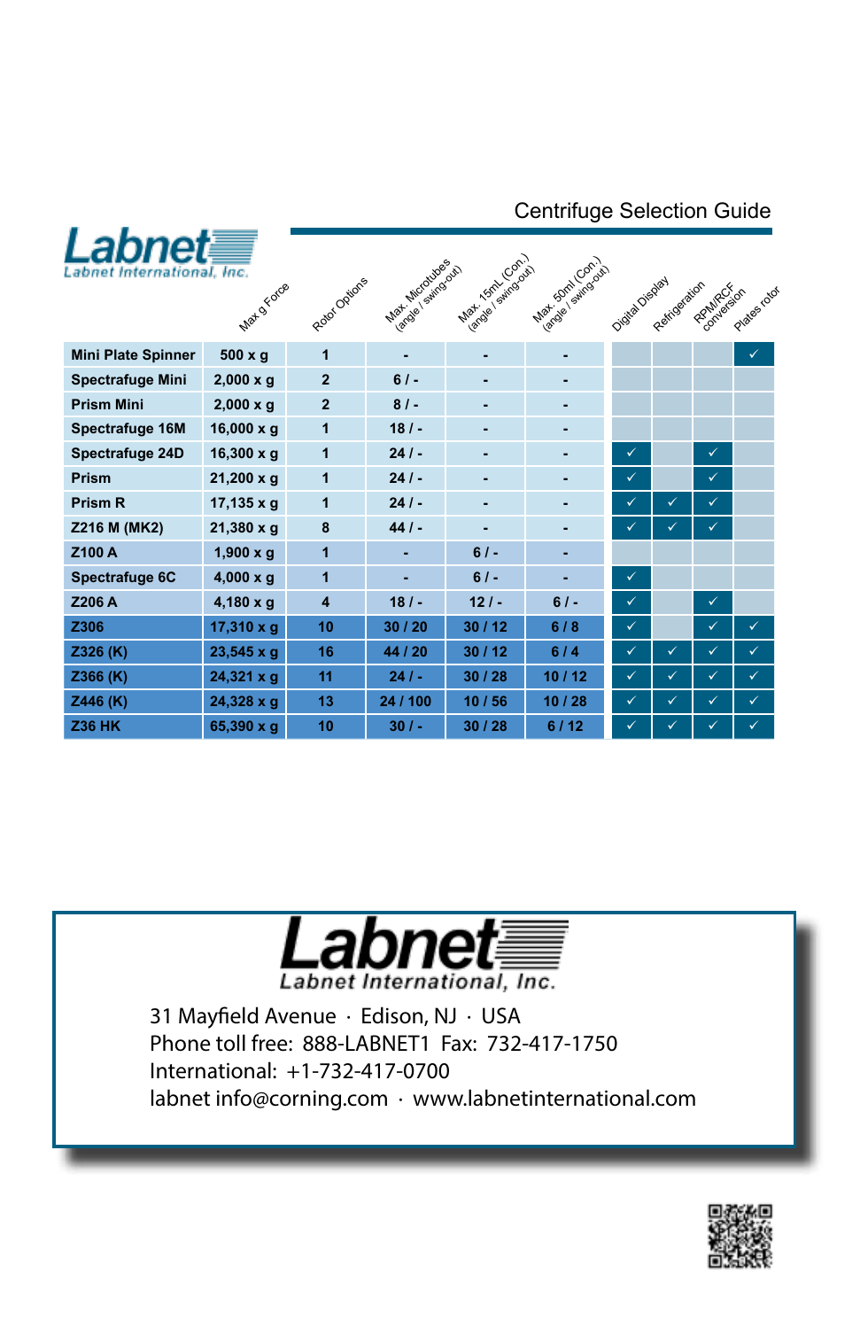Labnet International, Inc.

## Centrifuge Selection Guide

| | Max g Force | Rotor Options | Max. Microtubes (angle / swing-out) | Max. 15mL (Con.) (angle / swing-out) | Max. 50ml (Con.) (angle / swing-out) | Digital Display | Refrigeration | RPM/RCF conversion | Plates rotor |
|---|---|---|---|---|---|---|---|---|---|
| Mini Plate Spinner | 500 x g | 1 | - | - | - | | | | ✓ |
| Spectrafuge Mini | 2,000 x g | 2 | 6 / - | - | - | | | | |
| Prism Mini | 2,000 x g | 2 | 8 / - | - | - | | | | |
| Spectrafuge 16M | 16,000 x g | 1 | 18 / - | - | - | | | | |
| Spectrafuge 24D | 16,300 x g | 1 | 24 / - | - | - | ✓ | | ✓ | |
| Prism | 21,200 x g | 1 | 24 / - | - | - | ✓ | | ✓ | |
| Prism R | 17,135 x g | 1 | 24 / - | - | - | ✓ | ✓ | ✓ | |
| Z216 M (MK2) | 21,380 x g | 8 | 44 / - | - | - | ✓ | ✓ | ✓ | |
| Z100 A | 1,900 x g | 1 | - | 6 / - | - | | | | |
| Spectrafuge 6C | 4,000 x g | 1 | - | 6 / - | - | ✓ | | | |
| Z206 A | 4,180 x g | 4 | 18 / - | 12 / - | 6 / - | ✓ | | ✓ | |
| Z306 | 17,310 x g | 10 | 30 / 20 | 30 / 12 | 6 / 8 | ✓ | | ✓ | ✓ |
| Z326 (K) | 23,545 x g | 16 | 44 / 20 | 30 / 12 | 6 / 4 | ✓ | ✓ | ✓ | ✓ |
| Z366 (K) | 24,321 x g | 11 | 24 / - | 30 / 28 | 10 / 12 | ✓ | ✓ | ✓ | ✓ |
| Z446 (K) | 24,328 x g | 13 | 24 / 100 | 10 / 56 | 10 / 28 | ✓ | ✓ | ✓ | ✓ |
| Z36 HK | 65,390 x g | 10 | 30 / - | 30 / 28 | 6 / 12 | ✓ | ✓ | ✓ | ✓ |

Labnet International, Inc.

31 Mayfield Avenue · Edison, NJ · USA
Phone toll free: 888-LABNET1 Fax: 732-417-1750
International: +1-732-417-0700
labnet info@corning.com · www.labnetinternational.com